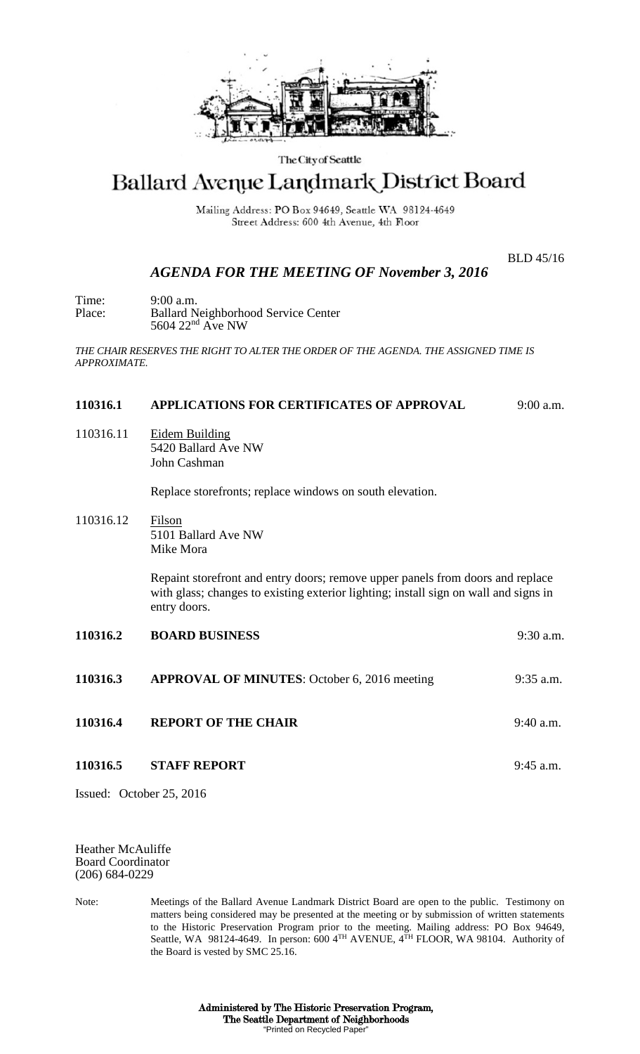The City of Seattle

# Ballard Avenue Landmark District Board

Mailing Address: PO Box 94649, Seattle WA 98124-4649
Street Address: 600 4th Avenue, 4th Floor

BLD 45/16

## *AGENDA FOR THE MEETING OF November 3, 2016*

Time: 9:00 a.m.
Place: Ballard Neighborhood Service Center
5604 22nd Ave NW

*THE CHAIR RESERVES THE RIGHT TO ALTER THE ORDER OF THE AGENDA. THE ASSIGNED TIME IS APPROXIMATE.*

**110316.1 APPLICATIONS FOR CERTIFICATES OF APPROVAL** 9:00 a.m.

110316.11 Eidem Building
5420 Ballard Ave NW
John Cashman

Replace storefronts; replace windows on south elevation.

110316.12 Filson
5101 Ballard Ave NW
Mike Mora

Repaint storefront and entry doors; remove upper panels from doors and replace with glass; changes to existing exterior lighting; install sign on wall and signs in entry doors.

**110316.2 BOARD BUSINESS** 9:30 a.m.

**110316.3 APPROVAL OF MINUTES**: October 6, 2016 meeting 9:35 a.m.

**110316.4 REPORT OF THE CHAIR** 9:40 a.m.

**110316.5 STAFF REPORT** 9:45 a.m.

Issued: October 25, 2016

Heather McAuliffe
Board Coordinator
(206) 684-0229

Note: Meetings of the Ballard Avenue Landmark District Board are open to the public. Testimony on matters being considered may be presented at the meeting or by submission of written statements to the Historic Preservation Program prior to the meeting. Mailing address: PO Box 94649, Seattle, WA 98124-4649. In person: 600 4TH AVENUE, 4TH FLOOR, WA 98104. Authority of the Board is vested by SMC 25.16.

**Administered by The Historic Preservation Program,**
**The Seattle Department of Neighborhoods**
"Printed on Recycled Paper"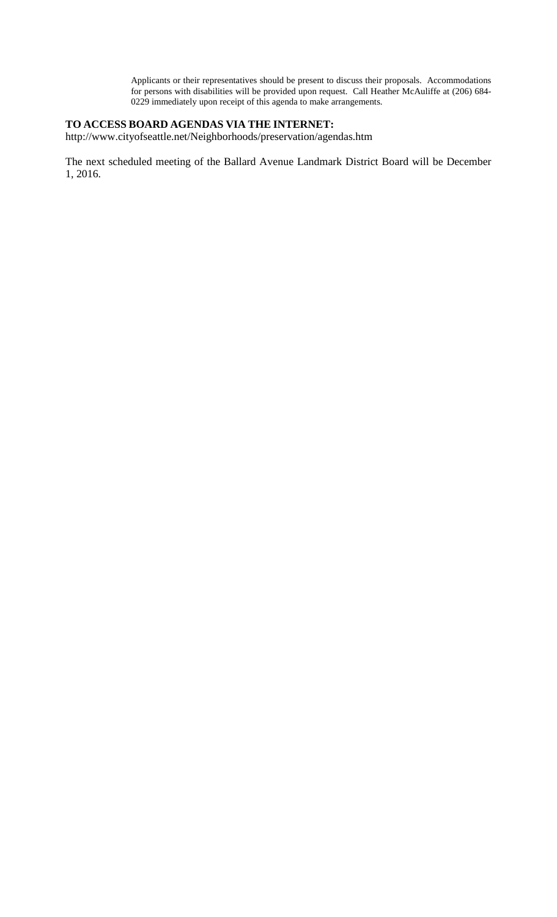Applicants or their representatives should be present to discuss their proposals. Accommodations for persons with disabilities will be provided upon request. Call Heather McAuliffe at (206) 684-0229 immediately upon receipt of this agenda to make arrangements.

**TO ACCESS BOARD AGENDAS VIA THE INTERNET:**

http://www.cityofseattle.net/Neighborhoods/preservation/agendas.htm

The next scheduled meeting of the Ballard Avenue Landmark District Board will be December 1, 2016.